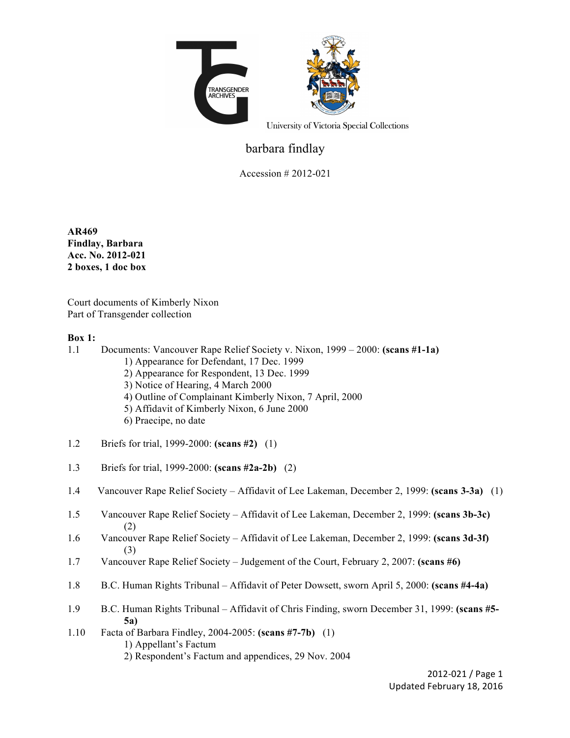TRANSGENDER ARCHIVES

University of Victoria Special Collections

# barbara findlay

Accession # 2012-021

**AR469**
**Findlay, Barbara**
**Acc. No. 2012-021**
**2 boxes, 1 doc box**

Court documents of Kimberly Nixon
Part of Transgender collection

**Box 1:**

1.1 Documents: Vancouver Rape Relief Society v. Nixon, 1999 – 2000: **(scans #1-1a)**
   1) Appearance for Defendant, 17 Dec. 1999
   2) Appearance for Respondent, 13 Dec. 1999
   3) Notice of Hearing, 4 March 2000
   4) Outline of Complainant Kimberly Nixon, 7 April, 2000
   5) Affidavit of Kimberly Nixon, 6 June 2000
   6) Praecipe, no date

1.2 Briefs for trial, 1999-2000: **(scans #2)** (1)

1.3 Briefs for trial, 1999-2000: **(scans #2a-2b)** (2)

1.4 Vancouver Rape Relief Society – Affidavit of Lee Lakeman, December 2, 1999: **(scans 3-3a)** (1)

1.5 Vancouver Rape Relief Society – Affidavit of Lee Lakeman, December 2, 1999: **(scans 3b-3c)** (2)

1.6 Vancouver Rape Relief Society – Affidavit of Lee Lakeman, December 2, 1999: **(scans 3d-3f)** (3)

1.7 Vancouver Rape Relief Society – Judgement of the Court, February 2, 2007: **(scans #6)**

1.8 B.C. Human Rights Tribunal – Affidavit of Peter Dowsett, sworn April 5, 2000: **(scans #4-4a)**

1.9 B.C. Human Rights Tribunal – Affidavit of Chris Finding, sworn December 31, 1999: **(scans #5-5a)**

1.10 Facta of Barbara Findley, 2004-2005: **(scans #7-7b)** (1)
   1) Appellant's Factum
   2) Respondent's Factum and appendices, 29 Nov. 2004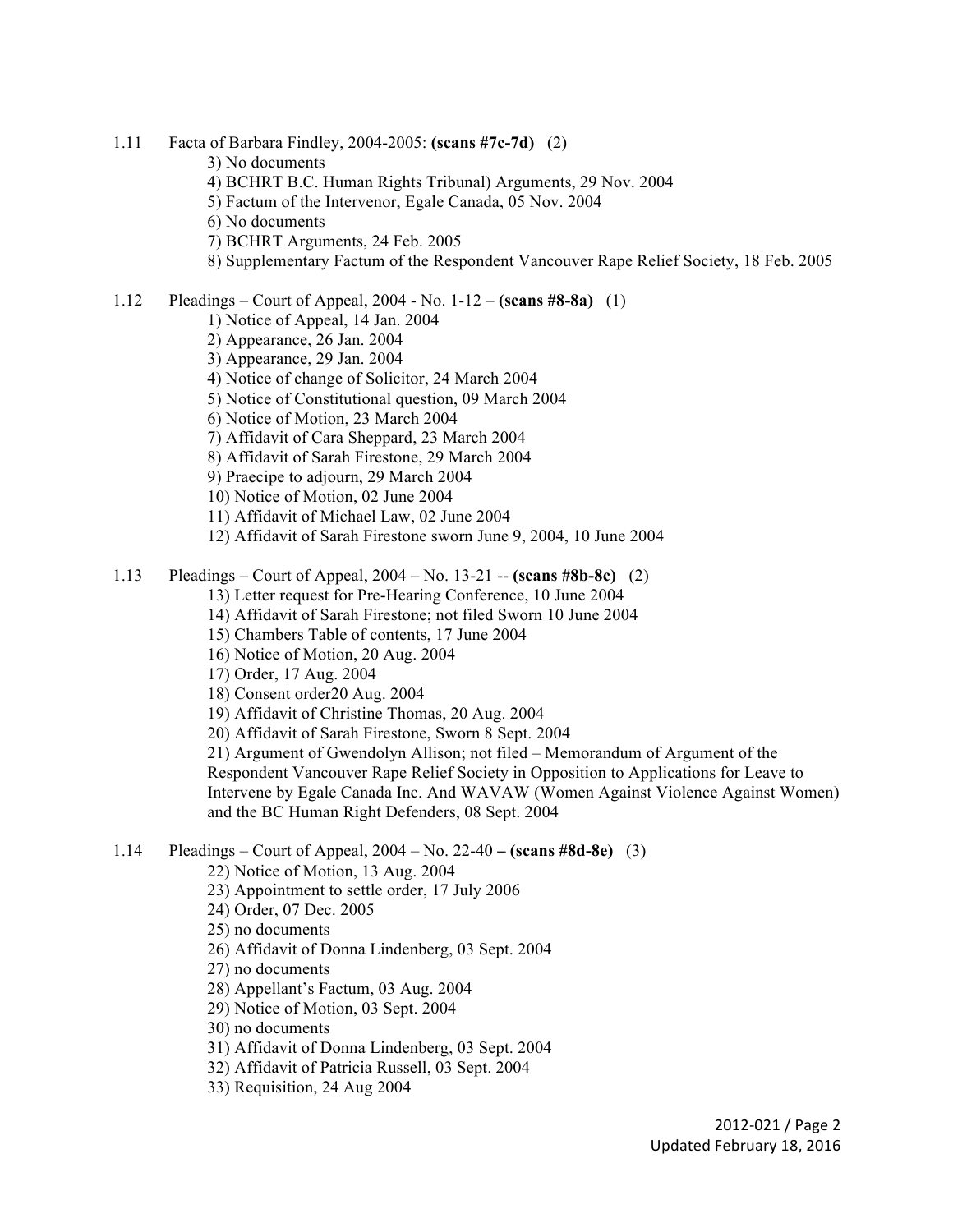1.11 Facta of Barbara Findley, 2004-2005: **(scans #7c-7d)** (2)

3) No documents
4) BCHRT B.C. Human Rights Tribunal) Arguments, 29 Nov. 2004
5) Factum of the Intervenor, Egale Canada, 05 Nov. 2004
6) No documents
7) BCHRT Arguments, 24 Feb. 2005
8) Supplementary Factum of the Respondent Vancouver Rape Relief Society, 18 Feb. 2005

1.12 Pleadings – Court of Appeal, 2004 - No. 1-12 – **(scans #8-8a)** (1)

1) Notice of Appeal, 14 Jan. 2004
2) Appearance, 26 Jan. 2004
3) Appearance, 29 Jan. 2004
4) Notice of change of Solicitor, 24 March 2004
5) Notice of Constitutional question, 09 March 2004
6) Notice of Motion, 23 March 2004
7) Affidavit of Cara Sheppard, 23 March 2004
8) Affidavit of Sarah Firestone, 29 March 2004
9) Praecipe to adjourn, 29 March 2004
10) Notice of Motion, 02 June 2004
11) Affidavit of Michael Law, 02 June 2004
12) Affidavit of Sarah Firestone sworn June 9, 2004, 10 June 2004

1.13 Pleadings – Court of Appeal, 2004 – No. 13-21 -- **(scans #8b-8c)** (2)

13) Letter request for Pre-Hearing Conference, 10 June 2004
14) Affidavit of Sarah Firestone; not filed Sworn 10 June 2004
15) Chambers Table of contents, 17 June 2004
16) Notice of Motion, 20 Aug. 2004
17) Order, 17 Aug. 2004
18) Consent order20 Aug. 2004
19) Affidavit of Christine Thomas, 20 Aug. 2004
20) Affidavit of Sarah Firestone, Sworn 8 Sept. 2004
21) Argument of Gwendolyn Allison; not filed – Memorandum of Argument of the Respondent Vancouver Rape Relief Society in Opposition to Applications for Leave to Intervene by Egale Canada Inc. And WAVAW (Women Against Violence Against Women) and the BC Human Right Defenders, 08 Sept. 2004

1.14 Pleadings – Court of Appeal, 2004 – No. 22-40 **– (scans #8d-8e)** (3)

22) Notice of Motion, 13 Aug. 2004
23) Appointment to settle order, 17 July 2006
24) Order, 07 Dec. 2005
25) no documents
26) Affidavit of Donna Lindenberg, 03 Sept. 2004
27) no documents
28) Appellant's Factum, 03 Aug. 2004
29) Notice of Motion, 03 Sept. 2004
30) no documents
31) Affidavit of Donna Lindenberg, 03 Sept. 2004
32) Affidavit of Patricia Russell, 03 Sept. 2004
33) Requisition, 24 Aug 2004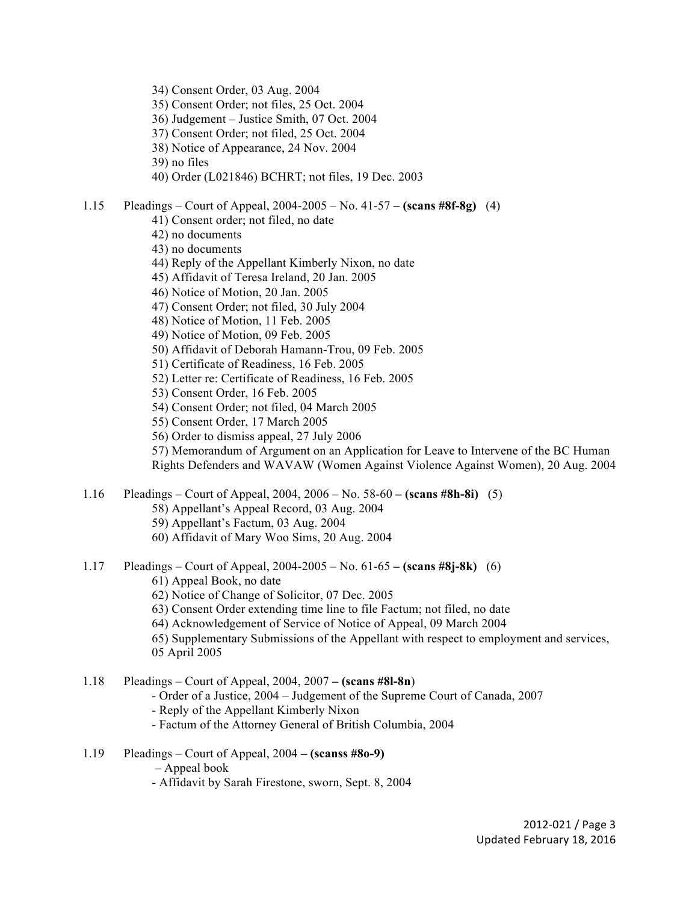34) Consent Order, 03 Aug. 2004
35) Consent Order; not files, 25 Oct. 2004
36) Judgement – Justice Smith, 07 Oct. 2004
37) Consent Order; not filed, 25 Oct. 2004
38) Notice of Appearance, 24 Nov. 2004
39) no files
40) Order (L021846) BCHRT; not files, 19 Dec. 2003

1.15 Pleadings – Court of Appeal, 2004-2005 – No. 41-57 **– (scans #8f-8g)** (4)

41) Consent order; not filed, no date
42) no documents
43) no documents
44) Reply of the Appellant Kimberly Nixon, no date
45) Affidavit of Teresa Ireland, 20 Jan. 2005
46) Notice of Motion, 20 Jan. 2005
47) Consent Order; not filed, 30 July 2004
48) Notice of Motion, 11 Feb. 2005
49) Notice of Motion, 09 Feb. 2005
50) Affidavit of Deborah Hamann-Trou, 09 Feb. 2005
51) Certificate of Readiness, 16 Feb. 2005
52) Letter re: Certificate of Readiness, 16 Feb. 2005
53) Consent Order, 16 Feb. 2005
54) Consent Order; not filed, 04 March 2005
55) Consent Order, 17 March 2005
56) Order to dismiss appeal, 27 July 2006
57) Memorandum of Argument on an Application for Leave to Intervene of the BC Human Rights Defenders and WAVAW (Women Against Violence Against Women), 20 Aug. 2004

1.16 Pleadings – Court of Appeal, 2004, 2006 – No. 58-60 **– (scans #8h-8i)** (5)

58) Appellant's Appeal Record, 03 Aug. 2004
59) Appellant's Factum, 03 Aug. 2004
60) Affidavit of Mary Woo Sims, 20 Aug. 2004

1.17 Pleadings – Court of Appeal, 2004-2005 – No. 61-65 **– (scans #8j-8k)** (6)

61) Appeal Book, no date
62) Notice of Change of Solicitor, 07 Dec. 2005
63) Consent Order extending time line to file Factum; not filed, no date
64) Acknowledgement of Service of Notice of Appeal, 09 March 2004
65) Supplementary Submissions of the Appellant with respect to employment and services, 05 April 2005

1.18 Pleadings – Court of Appeal, 2004, 2007 **– (scans #8l-8n)**

- Order of a Justice, 2004 – Judgement of the Supreme Court of Canada, 2007
- Reply of the Appellant Kimberly Nixon
- Factum of the Attorney General of British Columbia, 2004

1.19 Pleadings – Court of Appeal, 2004 **– (scanss #8o-9)**

– Appeal book
- Affidavit by Sarah Firestone, sworn, Sept. 8, 2004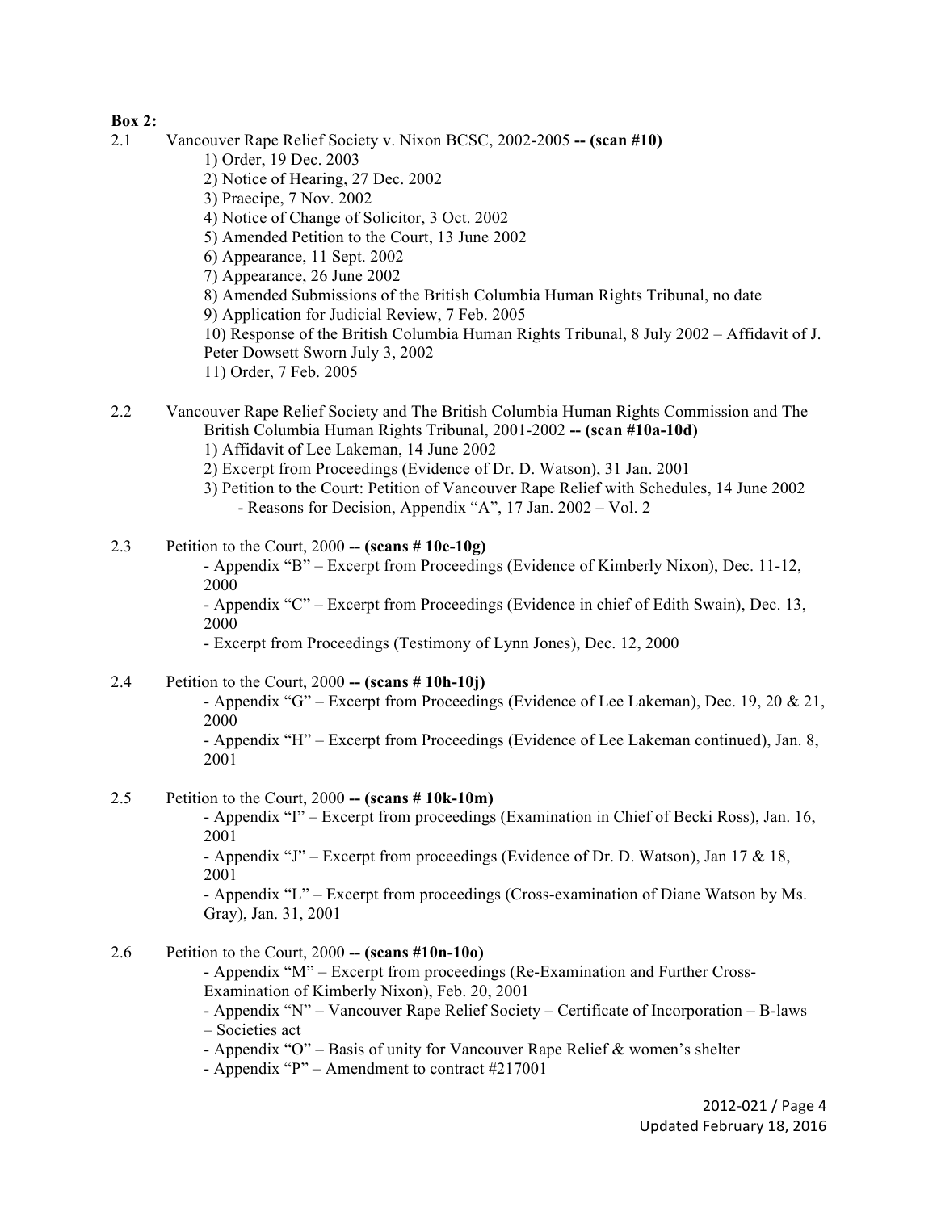**Box 2:**

2.1 Vancouver Rape Relief Society v. Nixon BCSC, 2002-2005 **-- (scan #10)**

1) Order, 19 Dec. 2003
2) Notice of Hearing, 27 Dec. 2002
3) Praecipe, 7 Nov. 2002
4) Notice of Change of Solicitor, 3 Oct. 2002
5) Amended Petition to the Court, 13 June 2002
6) Appearance, 11 Sept. 2002
7) Appearance, 26 June 2002
8) Amended Submissions of the British Columbia Human Rights Tribunal, no date
9) Application for Judicial Review, 7 Feb. 2005
10) Response of the British Columbia Human Rights Tribunal, 8 July 2002 – Affidavit of J. Peter Dowsett Sworn July 3, 2002
11) Order, 7 Feb. 2005

2.2 Vancouver Rape Relief Society and The British Columbia Human Rights Commission and The British Columbia Human Rights Tribunal, 2001-2002 **-- (scan #10a-10d)**

1) Affidavit of Lee Lakeman, 14 June 2002
2) Excerpt from Proceedings (Evidence of Dr. D. Watson), 31 Jan. 2001
3) Petition to the Court: Petition of Vancouver Rape Relief with Schedules, 14 June 2002
   - Reasons for Decision, Appendix "A", 17 Jan. 2002 – Vol. 2

2.3 Petition to the Court, 2000 **-- (scans # 10e-10g)**

- Appendix "B" – Excerpt from Proceedings (Evidence of Kimberly Nixon), Dec. 11-12, 2000
- Appendix "C" – Excerpt from Proceedings (Evidence in chief of Edith Swain), Dec. 13, 2000
- Excerpt from Proceedings (Testimony of Lynn Jones), Dec. 12, 2000

2.4 Petition to the Court, 2000 **-- (scans # 10h-10j)**

- Appendix "G" – Excerpt from Proceedings (Evidence of Lee Lakeman), Dec. 19, 20 & 21, 2000
- Appendix "H" – Excerpt from Proceedings (Evidence of Lee Lakeman continued), Jan. 8, 2001

2.5 Petition to the Court, 2000 **-- (scans # 10k-10m)**

- Appendix "I" – Excerpt from proceedings (Examination in Chief of Becki Ross), Jan. 16, 2001
- Appendix "J" – Excerpt from proceedings (Evidence of Dr. D. Watson), Jan 17 & 18, 2001
- Appendix "L" – Excerpt from proceedings (Cross-examination of Diane Watson by Ms. Gray), Jan. 31, 2001

2.6 Petition to the Court, 2000 **-- (scans #10n-10o)**

- Appendix "M" – Excerpt from proceedings (Re-Examination and Further Cross-Examination of Kimberly Nixon), Feb. 20, 2001
- Appendix "N" – Vancouver Rape Relief Society – Certificate of Incorporation – B-laws – Societies act
- Appendix "O" – Basis of unity for Vancouver Rape Relief & women's shelter
- Appendix "P" – Amendment to contract #217001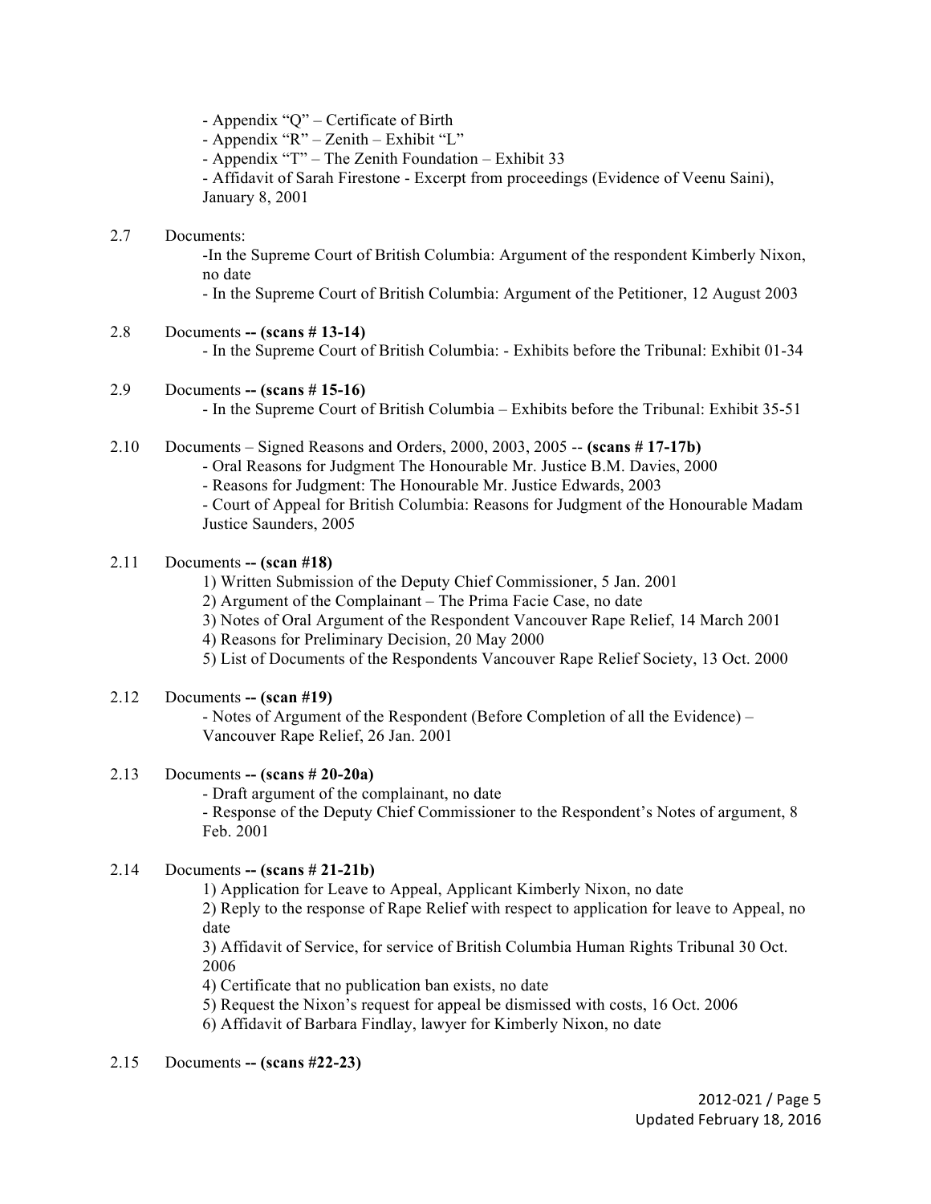- Appendix "Q" – Certificate of Birth
- Appendix "R" – Zenith – Exhibit "L"
- Appendix "T" – The Zenith Foundation – Exhibit 33
- Affidavit of Sarah Firestone - Excerpt from proceedings (Evidence of Veenu Saini), January 8, 2001

2.7 Documents:

- In the Supreme Court of British Columbia: Argument of the respondent Kimberly Nixon, no date
- In the Supreme Court of British Columbia: Argument of the Petitioner, 12 August 2003

2.8 Documents **-- (scans # 13-14)**

- In the Supreme Court of British Columbia: - Exhibits before the Tribunal: Exhibit 01-34

2.9 Documents **-- (scans # 15-16)**

- In the Supreme Court of British Columbia – Exhibits before the Tribunal: Exhibit 35-51

2.10 Documents – Signed Reasons and Orders, 2000, 2003, 2005 -- **(scans # 17-17b)**

- Oral Reasons for Judgment The Honourable Mr. Justice B.M. Davies, 2000
- Reasons for Judgment: The Honourable Mr. Justice Edwards, 2003
- Court of Appeal for British Columbia: Reasons for Judgment of the Honourable Madam Justice Saunders, 2005

2.11 Documents **-- (scan #18)**

1) Written Submission of the Deputy Chief Commissioner, 5 Jan. 2001
2) Argument of the Complainant – The Prima Facie Case, no date
3) Notes of Oral Argument of the Respondent Vancouver Rape Relief, 14 March 2001
4) Reasons for Preliminary Decision, 20 May 2000
5) List of Documents of the Respondents Vancouver Rape Relief Society, 13 Oct. 2000

2.12 Documents **-- (scan #19)**

- Notes of Argument of the Respondent (Before Completion of all the Evidence) – Vancouver Rape Relief, 26 Jan. 2001

2.13 Documents **-- (scans # 20-20a)**

- Draft argument of the complainant, no date
- Response of the Deputy Chief Commissioner to the Respondent's Notes of argument, 8 Feb. 2001

2.14 Documents **-- (scans # 21-21b)**

1) Application for Leave to Appeal, Applicant Kimberly Nixon, no date
2) Reply to the response of Rape Relief with respect to application for leave to Appeal, no date
3) Affidavit of Service, for service of British Columbia Human Rights Tribunal 30 Oct. 2006
4) Certificate that no publication ban exists, no date
5) Request the Nixon's request for appeal be dismissed with costs, 16 Oct. 2006
6) Affidavit of Barbara Findlay, lawyer for Kimberly Nixon, no date

2.15 Documents **-- (scans #22-23)**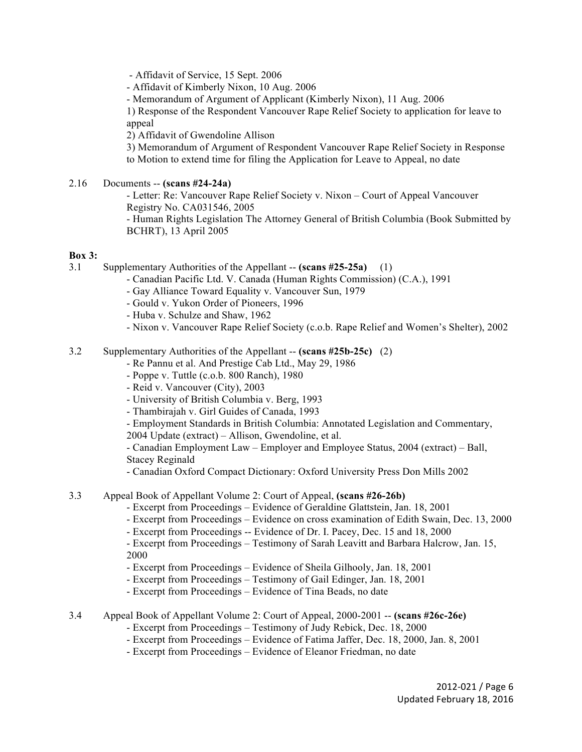- Affidavit of Service, 15 Sept. 2006
- Affidavit of Kimberly Nixon, 10 Aug. 2006
- Memorandum of Argument of Applicant (Kimberly Nixon), 11 Aug. 2006

1) Response of the Respondent Vancouver Rape Relief Society to application for leave to appeal
2) Affidavit of Gwendoline Allison
3) Memorandum of Argument of Respondent Vancouver Rape Relief Society in Response to Motion to extend time for filing the Application for Leave to Appeal, no date

2.16 Documents -- **(scans #24-24a)**

- Letter: Re: Vancouver Rape Relief Society v. Nixon – Court of Appeal Vancouver Registry No. CA031546, 2005
- Human Rights Legislation The Attorney General of British Columbia (Book Submitted by BCHRT), 13 April 2005

**Box 3:**

3.1 Supplementary Authorities of the Appellant -- **(scans #25-25a)** (1)

- Canadian Pacific Ltd. V. Canada (Human Rights Commission) (C.A.), 1991
- Gay Alliance Toward Equality v. Vancouver Sun, 1979
- Gould v. Yukon Order of Pioneers, 1996
- Huba v. Schulze and Shaw, 1962
- Nixon v. Vancouver Rape Relief Society (c.o.b. Rape Relief and Women's Shelter), 2002

3.2 Supplementary Authorities of the Appellant -- **(scans #25b-25c)** (2)

- Re Pannu et al. And Prestige Cab Ltd., May 29, 1986
- Poppe v. Tuttle (c.o.b. 800 Ranch), 1980
- Reid v. Vancouver (City), 2003
- University of British Columbia v. Berg, 1993
- Thambirajah v. Girl Guides of Canada, 1993
- Employment Standards in British Columbia: Annotated Legislation and Commentary, 2004 Update (extract) – Allison, Gwendoline, et al.
- Canadian Employment Law – Employer and Employee Status, 2004 (extract) – Ball, Stacey Reginald
- Canadian Oxford Compact Dictionary: Oxford University Press Don Mills 2002

3.3 Appeal Book of Appellant Volume 2: Court of Appeal, **(scans #26-26b)**

- Excerpt from Proceedings – Evidence of Geraldine Glattstein, Jan. 18, 2001
- Excerpt from Proceedings – Evidence on cross examination of Edith Swain, Dec. 13, 2000
- Excerpt from Proceedings -- Evidence of Dr. I. Pacey, Dec. 15 and 18, 2000
- Excerpt from Proceedings – Testimony of Sarah Leavitt and Barbara Halcrow, Jan. 15, 2000
- Excerpt from Proceedings – Evidence of Sheila Gilhooly, Jan. 18, 2001
- Excerpt from Proceedings – Testimony of Gail Edinger, Jan. 18, 2001
- Excerpt from Proceedings – Evidence of Tina Beads, no date

3.4 Appeal Book of Appellant Volume 2: Court of Appeal, 2000-2001 -- **(scans #26c-26e)**

- Excerpt from Proceedings – Testimony of Judy Rebick, Dec. 18, 2000
- Excerpt from Proceedings – Evidence of Fatima Jaffer, Dec. 18, 2000, Jan. 8, 2001
- Excerpt from Proceedings – Evidence of Eleanor Friedman, no date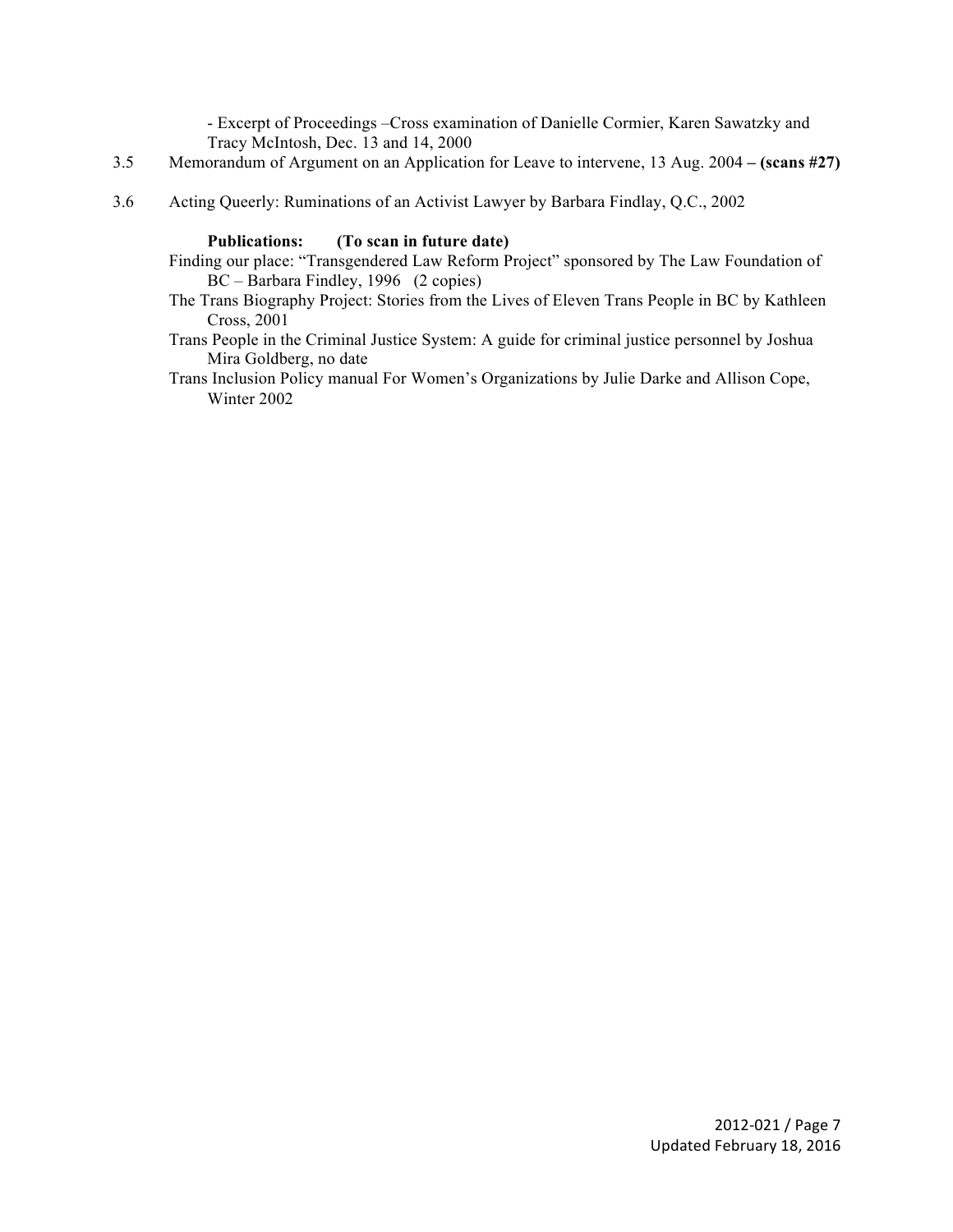- Excerpt of Proceedings –Cross examination of Danielle Cormier, Karen Sawatzky and Tracy McIntosh, Dec. 13 and 14, 2000

3.5 Memorandum of Argument on an Application for Leave to intervene, 13 Aug. 2004 **– (scans #27)**

3.6 Acting Queerly: Ruminations of an Activist Lawyer by Barbara Findlay, Q.C., 2002

**Publications: (To scan in future date)**

Finding our place: "Transgendered Law Reform Project" sponsored by The Law Foundation of BC – Barbara Findley, 1996 (2 copies)

The Trans Biography Project: Stories from the Lives of Eleven Trans People in BC by Kathleen Cross, 2001

Trans People in the Criminal Justice System: A guide for criminal justice personnel by Joshua Mira Goldberg, no date

Trans Inclusion Policy manual For Women's Organizations by Julie Darke and Allison Cope, Winter 2002